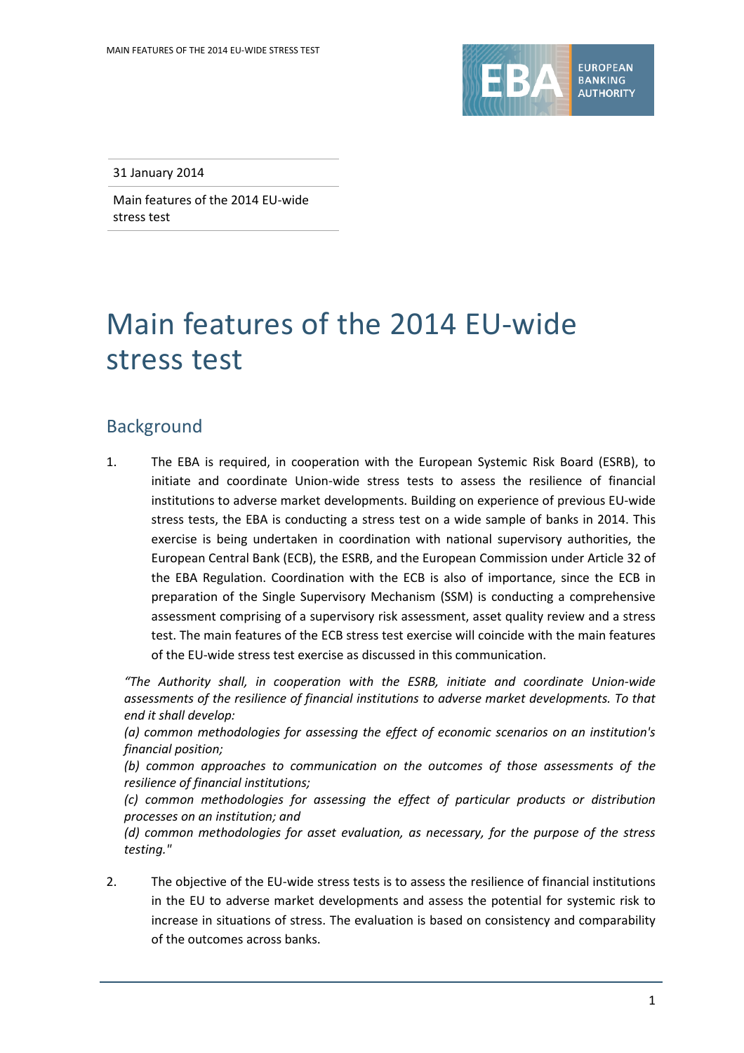31 January 2014

Main features of the 2014 EU-wide stress test

# Main features of the 2014 EU-wide stress test

## Background

1. The EBA is required, in cooperation with the European Systemic Risk Board (ESRB), to initiate and coordinate Union-wide stress tests to assess the resilience of financial institutions to adverse market developments. Building on experience of previous EU-wide stress tests, the EBA is conducting a stress test on a wide sample of banks in 2014. This exercise is being undertaken in coordination with national supervisory authorities, the European Central Bank (ECB), the ESRB, and the European Commission under Article 32 of the EBA Regulation. Coordination with the ECB is also of importance, since the ECB in preparation of the Single Supervisory Mechanism (SSM) is conducting a comprehensive assessment comprising of a supervisory risk assessment, asset quality review and a stress test. The main features of the ECB stress test exercise will coincide with the main features of the EU-wide stress test exercise as discussed in this communication.

*"The Authority shall, in cooperation with the ESRB, initiate and coordinate Union-wide assessments of the resilience of financial institutions to adverse market developments. To that end it shall develop:*
*(a) common methodologies for assessing the effect of economic scenarios on an institution's financial position;*
*(b) common approaches to communication on the outcomes of those assessments of the resilience of financial institutions;*
*(c) common methodologies for assessing the effect of particular products or distribution processes on an institution; and*
*(d) common methodologies for asset evaluation, as necessary, for the purpose of the stress testing."*

2. The objective of the EU-wide stress tests is to assess the resilience of financial institutions in the EU to adverse market developments and assess the potential for systemic risk to increase in situations of stress. The evaluation is based on consistency and comparability of the outcomes across banks.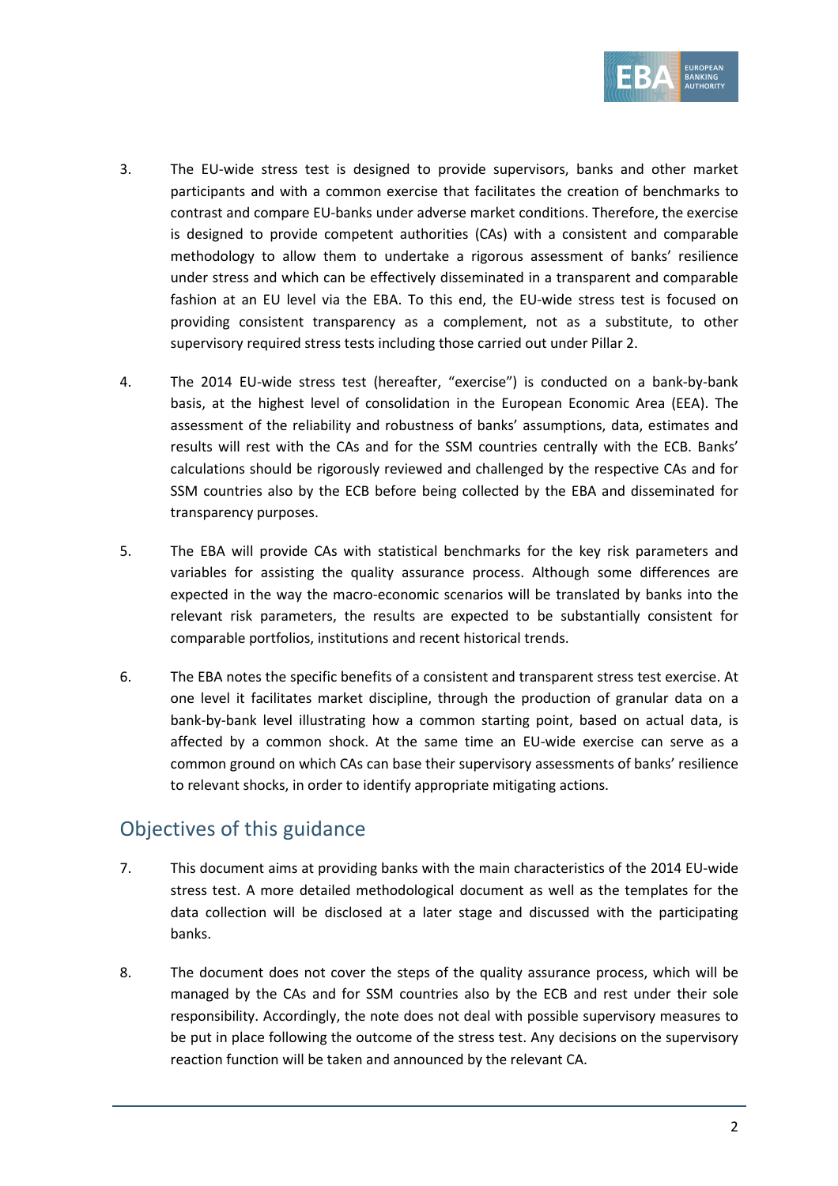3. The EU-wide stress test is designed to provide supervisors, banks and other market participants and with a common exercise that facilitates the creation of benchmarks to contrast and compare EU-banks under adverse market conditions. Therefore, the exercise is designed to provide competent authorities (CAs) with a consistent and comparable methodology to allow them to undertake a rigorous assessment of banks' resilience under stress and which can be effectively disseminated in a transparent and comparable fashion at an EU level via the EBA. To this end, the EU-wide stress test is focused on providing consistent transparency as a complement, not as a substitute, to other supervisory required stress tests including those carried out under Pillar 2.

4. The 2014 EU-wide stress test (hereafter, "exercise") is conducted on a bank-by-bank basis, at the highest level of consolidation in the European Economic Area (EEA). The assessment of the reliability and robustness of banks' assumptions, data, estimates and results will rest with the CAs and for the SSM countries centrally with the ECB. Banks' calculations should be rigorously reviewed and challenged by the respective CAs and for SSM countries also by the ECB before being collected by the EBA and disseminated for transparency purposes.

5. The EBA will provide CAs with statistical benchmarks for the key risk parameters and variables for assisting the quality assurance process. Although some differences are expected in the way the macro-economic scenarios will be translated by banks into the relevant risk parameters, the results are expected to be substantially consistent for comparable portfolios, institutions and recent historical trends.

6. The EBA notes the specific benefits of a consistent and transparent stress test exercise. At one level it facilitates market discipline, through the production of granular data on a bank-by-bank level illustrating how a common starting point, based on actual data, is affected by a common shock. At the same time an EU-wide exercise can serve as a common ground on which CAs can base their supervisory assessments of banks' resilience to relevant shocks, in order to identify appropriate mitigating actions.

## Objectives of this guidance

7. This document aims at providing banks with the main characteristics of the 2014 EU-wide stress test. A more detailed methodological document as well as the templates for the data collection will be disclosed at a later stage and discussed with the participating banks.

8. The document does not cover the steps of the quality assurance process, which will be managed by the CAs and for SSM countries also by the ECB and rest under their sole responsibility. Accordingly, the note does not deal with possible supervisory measures to be put in place following the outcome of the stress test. Any decisions on the supervisory reaction function will be taken and announced by the relevant CA.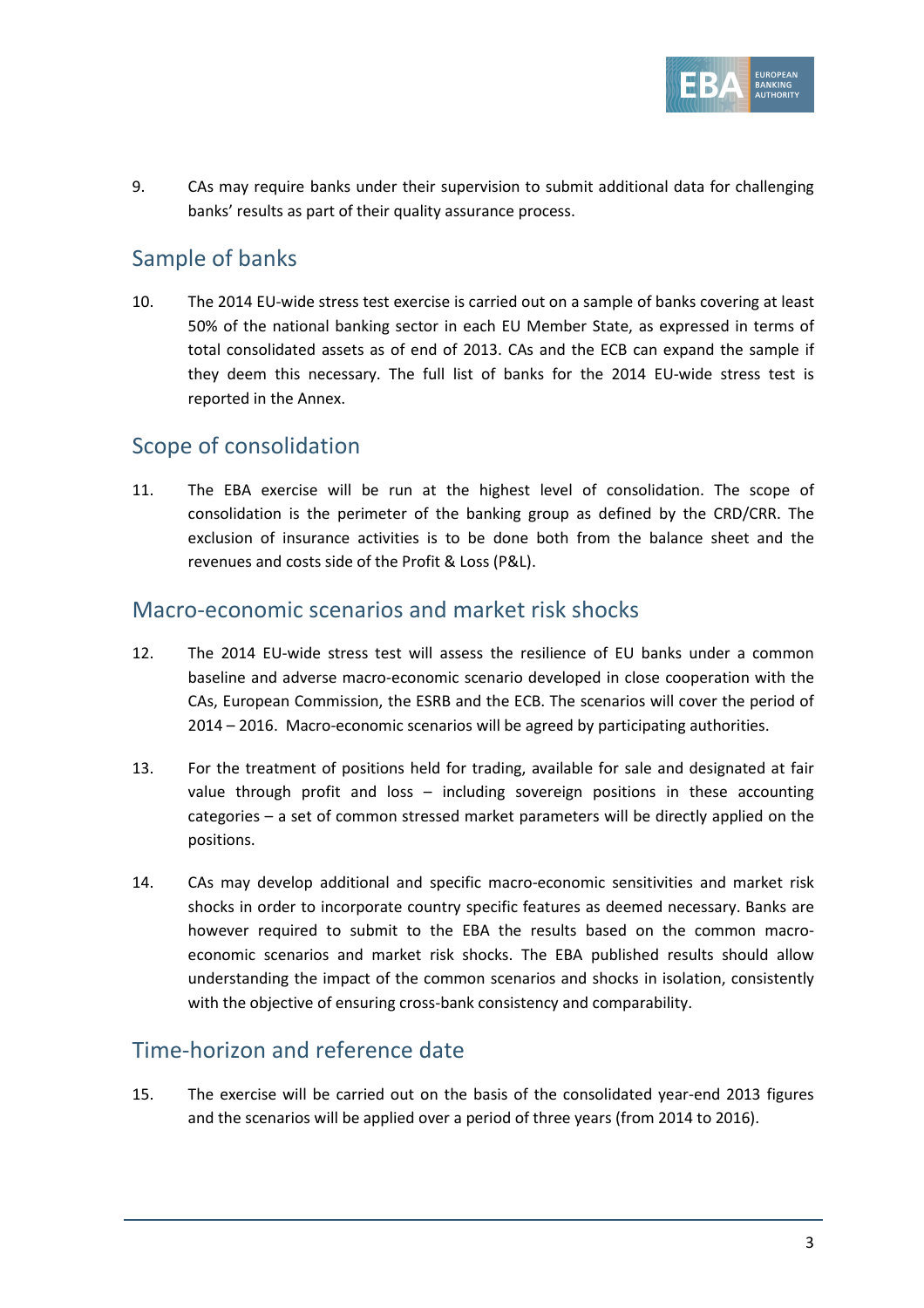9. CAs may require banks under their supervision to submit additional data for challenging banks' results as part of their quality assurance process.

## Sample of banks

10. The 2014 EU-wide stress test exercise is carried out on a sample of banks covering at least 50% of the national banking sector in each EU Member State, as expressed in terms of total consolidated assets as of end of 2013. CAs and the ECB can expand the sample if they deem this necessary. The full list of banks for the 2014 EU-wide stress test is reported in the Annex.

## Scope of consolidation

11. The EBA exercise will be run at the highest level of consolidation. The scope of consolidation is the perimeter of the banking group as defined by the CRD/CRR. The exclusion of insurance activities is to be done both from the balance sheet and the revenues and costs side of the Profit & Loss (P&L).

## Macro-economic scenarios and market risk shocks

12. The 2014 EU-wide stress test will assess the resilience of EU banks under a common baseline and adverse macro-economic scenario developed in close cooperation with the CAs, European Commission, the ESRB and the ECB. The scenarios will cover the period of 2014 – 2016. Macro-economic scenarios will be agreed by participating authorities.

13. For the treatment of positions held for trading, available for sale and designated at fair value through profit and loss – including sovereign positions in these accounting categories – a set of common stressed market parameters will be directly applied on the positions.

14. CAs may develop additional and specific macro-economic sensitivities and market risk shocks in order to incorporate country specific features as deemed necessary. Banks are however required to submit to the EBA the results based on the common macro-economic scenarios and market risk shocks. The EBA published results should allow understanding the impact of the common scenarios and shocks in isolation, consistently with the objective of ensuring cross-bank consistency and comparability.

## Time-horizon and reference date

15. The exercise will be carried out on the basis of the consolidated year-end 2013 figures and the scenarios will be applied over a period of three years (from 2014 to 2016).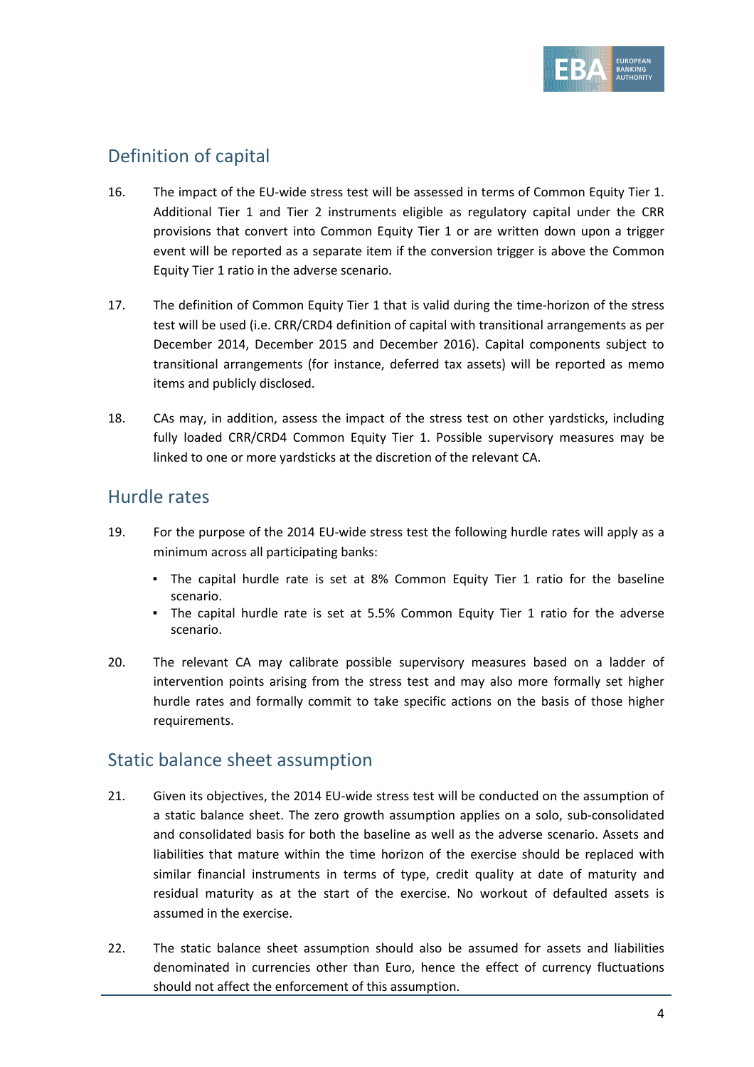## Definition of capital

16. The impact of the EU-wide stress test will be assessed in terms of Common Equity Tier 1. Additional Tier 1 and Tier 2 instruments eligible as regulatory capital under the CRR provisions that convert into Common Equity Tier 1 or are written down upon a trigger event will be reported as a separate item if the conversion trigger is above the Common Equity Tier 1 ratio in the adverse scenario.

17. The definition of Common Equity Tier 1 that is valid during the time-horizon of the stress test will be used (i.e. CRR/CRD4 definition of capital with transitional arrangements as per December 2014, December 2015 and December 2016). Capital components subject to transitional arrangements (for instance, deferred tax assets) will be reported as memo items and publicly disclosed.

18. CAs may, in addition, assess the impact of the stress test on other yardsticks, including fully loaded CRR/CRD4 Common Equity Tier 1. Possible supervisory measures may be linked to one or more yardsticks at the discretion of the relevant CA.

## Hurdle rates

19. For the purpose of the 2014 EU-wide stress test the following hurdle rates will apply as a minimum across all participating banks:

    - The capital hurdle rate is set at 8% Common Equity Tier 1 ratio for the baseline scenario.
    - The capital hurdle rate is set at 5.5% Common Equity Tier 1 ratio for the adverse scenario.

20. The relevant CA may calibrate possible supervisory measures based on a ladder of intervention points arising from the stress test and may also more formally set higher hurdle rates and formally commit to take specific actions on the basis of those higher requirements.

## Static balance sheet assumption

21. Given its objectives, the 2014 EU-wide stress test will be conducted on the assumption of a static balance sheet. The zero growth assumption applies on a solo, sub-consolidated and consolidated basis for both the baseline as well as the adverse scenario. Assets and liabilities that mature within the time horizon of the exercise should be replaced with similar financial instruments in terms of type, credit quality at date of maturity and residual maturity as at the start of the exercise. No workout of defaulted assets is assumed in the exercise.

22. The static balance sheet assumption should also be assumed for assets and liabilities denominated in currencies other than Euro, hence the effect of currency fluctuations should not affect the enforcement of this assumption.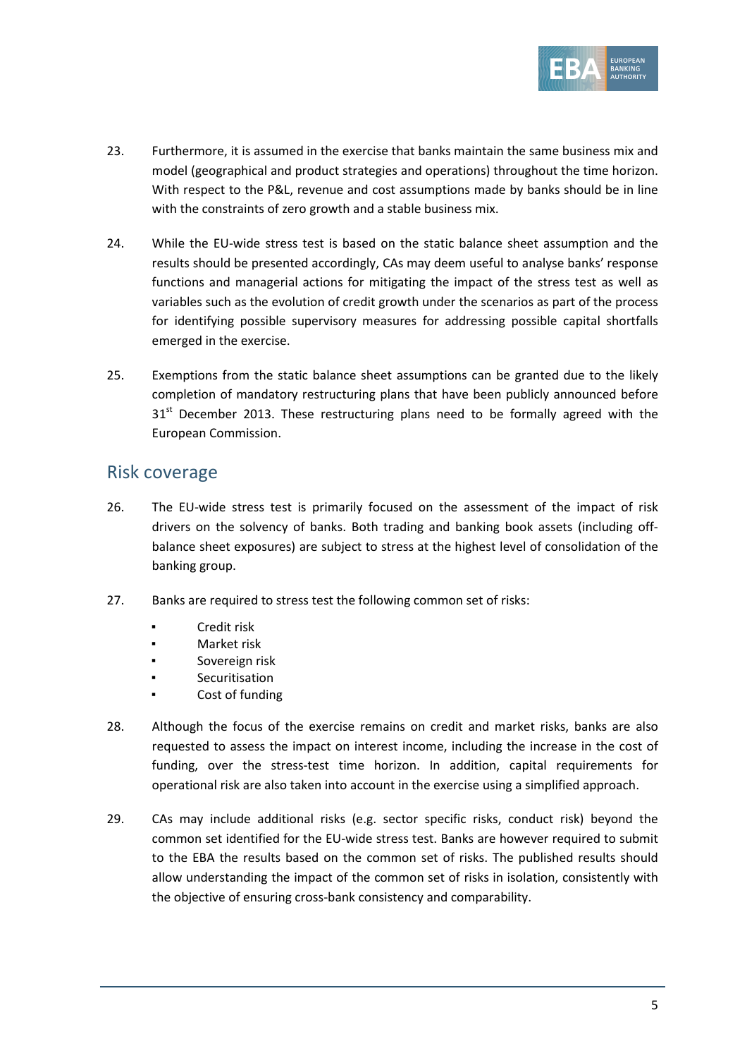23. Furthermore, it is assumed in the exercise that banks maintain the same business mix and model (geographical and product strategies and operations) throughout the time horizon. With respect to the P&L, revenue and cost assumptions made by banks should be in line with the constraints of zero growth and a stable business mix.

24. While the EU-wide stress test is based on the static balance sheet assumption and the results should be presented accordingly, CAs may deem useful to analyse banks' response functions and managerial actions for mitigating the impact of the stress test as well as variables such as the evolution of credit growth under the scenarios as part of the process for identifying possible supervisory measures for addressing possible capital shortfalls emerged in the exercise.

25. Exemptions from the static balance sheet assumptions can be granted due to the likely completion of mandatory restructuring plans that have been publicly announced before 31st December 2013. These restructuring plans need to be formally agreed with the European Commission.

## Risk coverage

26. The EU-wide stress test is primarily focused on the assessment of the impact of risk drivers on the solvency of banks. Both trading and banking book assets (including off-balance sheet exposures) are subject to stress at the highest level of consolidation of the banking group.

27. Banks are required to stress test the following common set of risks:

    - Credit risk
    - Market risk
    - Sovereign risk
    - Securitisation
    - Cost of funding

28. Although the focus of the exercise remains on credit and market risks, banks are also requested to assess the impact on interest income, including the increase in the cost of funding, over the stress-test time horizon. In addition, capital requirements for operational risk are also taken into account in the exercise using a simplified approach.

29. CAs may include additional risks (e.g. sector specific risks, conduct risk) beyond the common set identified for the EU-wide stress test. Banks are however required to submit to the EBA the results based on the common set of risks. The published results should allow understanding the impact of the common set of risks in isolation, consistently with the objective of ensuring cross-bank consistency and comparability.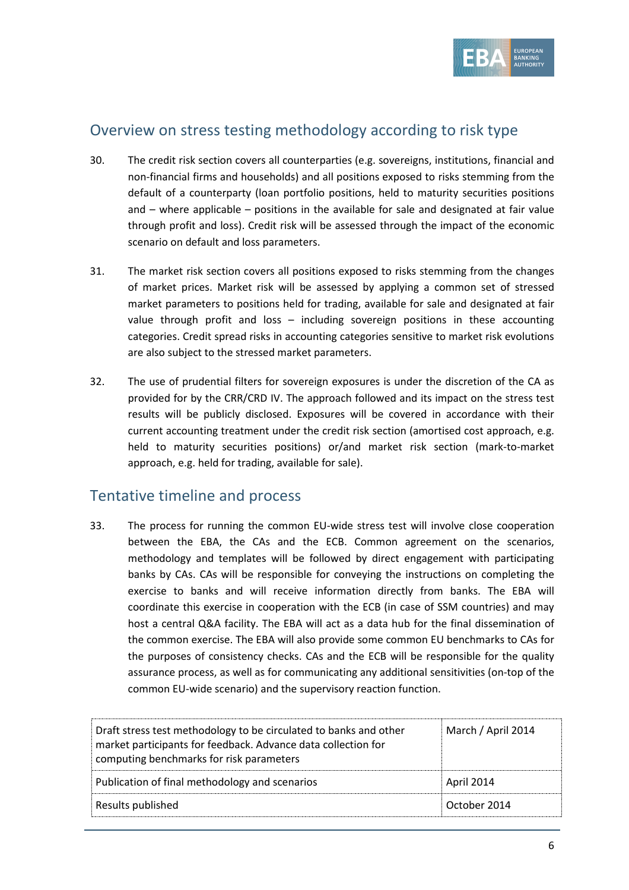## Overview on stress testing methodology according to risk type

30. The credit risk section covers all counterparties (e.g. sovereigns, institutions, financial and non-financial firms and households) and all positions exposed to risks stemming from the default of a counterparty (loan portfolio positions, held to maturity securities positions and – where applicable – positions in the available for sale and designated at fair value through profit and loss). Credit risk will be assessed through the impact of the economic scenario on default and loss parameters.

31. The market risk section covers all positions exposed to risks stemming from the changes of market prices. Market risk will be assessed by applying a common set of stressed market parameters to positions held for trading, available for sale and designated at fair value through profit and loss – including sovereign positions in these accounting categories. Credit spread risks in accounting categories sensitive to market risk evolutions are also subject to the stressed market parameters.

32. The use of prudential filters for sovereign exposures is under the discretion of the CA as provided for by the CRR/CRD IV. The approach followed and its impact on the stress test results will be publicly disclosed. Exposures will be covered in accordance with their current accounting treatment under the credit risk section (amortised cost approach, e.g. held to maturity securities positions) or/and market risk section (mark-to-market approach, e.g. held for trading, available for sale).

## Tentative timeline and process

33. The process for running the common EU-wide stress test will involve close cooperation between the EBA, the CAs and the ECB. Common agreement on the scenarios, methodology and templates will be followed by direct engagement with participating banks by CAs. CAs will be responsible for conveying the instructions on completing the exercise to banks and will receive information directly from banks. The EBA will coordinate this exercise in cooperation with the ECB (in case of SSM countries) and may host a central Q&A facility. The EBA will act as a data hub for the final dissemination of the common exercise. The EBA will also provide some common EU benchmarks to CAs for the purposes of consistency checks. CAs and the ECB will be responsible for the quality assurance process, as well as for communicating any additional sensitivities (on-top of the common EU-wide scenario) and the supervisory reaction function.

| | |
|---|---|
| Draft stress test methodology to be circulated to banks and other market participants for feedback. Advance data collection for computing benchmarks for risk parameters | March / April 2014 |
| Publication of final methodology and scenarios | April 2014 |
| Results published | October 2014 |